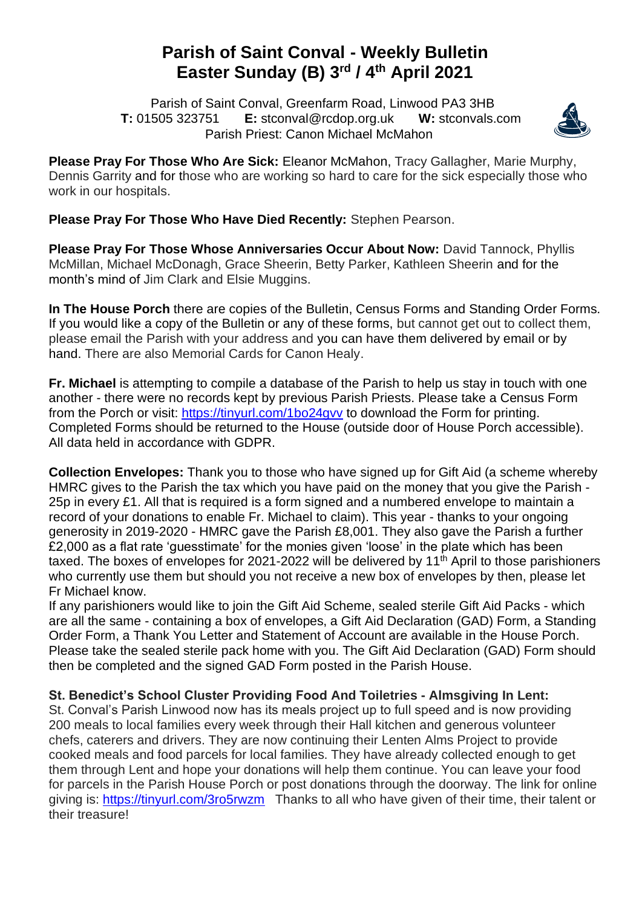# Parish of Saint Conval - Weekly Bulletin
# Easter Sunday (B) 3rd / 4th April 2021

Parish of Saint Conval, Greenfarm Road, Linwood PA3 3HB
**T:** 01505 323751 **E:** stconval@rcdop.org.uk **W:** stconvals.com
Parish Priest: Canon Michael McMahon

**Please Pray For Those Who Are Sick:** Eleanor McMahon, Tracy Gallagher, Marie Murphy, Dennis Garrity and for those who are working so hard to care for the sick especially those who work in our hospitals.

**Please Pray For Those Who Have Died Recently:** Stephen Pearson.

**Please Pray For Those Whose Anniversaries Occur About Now:** David Tannock, Phyllis McMillan, Michael McDonagh, Grace Sheerin, Betty Parker, Kathleen Sheerin and for the month's mind of Jim Clark and Elsie Muggins.

**In The House Porch** there are copies of the Bulletin, Census Forms and Standing Order Forms. If you would like a copy of the Bulletin or any of these forms, but cannot get out to collect them, please email the Parish with your address and you can have them delivered by email or by hand. There are also Memorial Cards for Canon Healy.

**Fr. Michael** is attempting to compile a database of the Parish to help us stay in touch with one another - there were no records kept by previous Parish Priests. Please take a Census Form from the Porch or visit: https://tinyurl.com/1bo24gvv to download the Form for printing. Completed Forms should be returned to the House (outside door of House Porch accessible). All data held in accordance with GDPR.

**Collection Envelopes:** Thank you to those who have signed up for Gift Aid (a scheme whereby HMRC gives to the Parish the tax which you have paid on the money that you give the Parish - 25p in every £1. All that is required is a form signed and a numbered envelope to maintain a record of your donations to enable Fr. Michael to claim). This year - thanks to your ongoing generosity in 2019-2020 - HMRC gave the Parish £8,001. They also gave the Parish a further £2,000 as a flat rate 'guesstimate' for the monies given 'loose' in the plate which has been taxed. The boxes of envelopes for 2021-2022 will be delivered by 11th April to those parishioners who currently use them but should you not receive a new box of envelopes by then, please let Fr Michael know.

If any parishioners would like to join the Gift Aid Scheme, sealed sterile Gift Aid Packs - which are all the same - containing a box of envelopes, a Gift Aid Declaration (GAD) Form, a Standing Order Form, a Thank You Letter and Statement of Account are available in the House Porch. Please take the sealed sterile pack home with you. The Gift Aid Declaration (GAD) Form should then be completed and the signed GAD Form posted in the Parish House.

**St. Benedict's School Cluster Providing Food And Toiletries - Almsgiving In Lent:**
St. Conval's Parish Linwood now has its meals project up to full speed and is now providing 200 meals to local families every week through their Hall kitchen and generous volunteer chefs, caterers and drivers. They are now continuing their Lenten Alms Project to provide cooked meals and food parcels for local families. They have already collected enough to get them through Lent and hope your donations will help them continue. You can leave your food for parcels in the Parish House Porch or post donations through the doorway. The link for online giving is: https://tinyurl.com/3ro5rwzm Thanks to all who have given of their time, their talent or their treasure!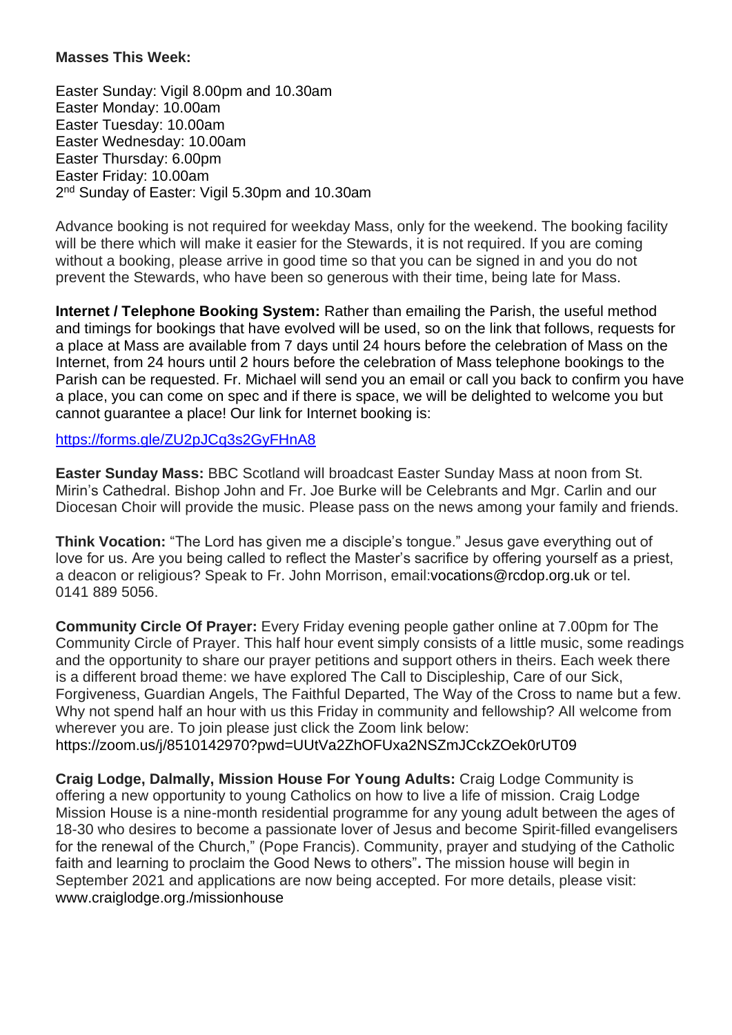**Masses This Week:**

Easter Sunday: Vigil 8.00pm and 10.30am
Easter Monday: 10.00am
Easter Tuesday: 10.00am
Easter Wednesday: 10.00am
Easter Thursday: 6.00pm
Easter Friday: 10.00am
2nd Sunday of Easter: Vigil 5.30pm and 10.30am

Advance booking is not required for weekday Mass, only for the weekend. The booking facility will be there which will make it easier for the Stewards, it is not required. If you are coming without a booking, please arrive in good time so that you can be signed in and you do not prevent the Stewards, who have been so generous with their time, being late for Mass.

**Internet / Telephone Booking System:** Rather than emailing the Parish, the useful method and timings for bookings that have evolved will be used, so on the link that follows, requests for a place at Mass are available from 7 days until 24 hours before the celebration of Mass on the Internet, from 24 hours until 2 hours before the celebration of Mass telephone bookings to the Parish can be requested. Fr. Michael will send you an email or call you back to confirm you have a place, you can come on spec and if there is space, we will be delighted to welcome you but cannot guarantee a place! Our link for Internet booking is:

https://forms.gle/ZU2pJCq3s2GyFHnA8

**Easter Sunday Mass:** BBC Scotland will broadcast Easter Sunday Mass at noon from St. Mirin's Cathedral. Bishop John and Fr. Joe Burke will be Celebrants and Mgr. Carlin and our Diocesan Choir will provide the music. Please pass on the news among your family and friends.

**Think Vocation:** "The Lord has given me a disciple's tongue." Jesus gave everything out of love for us. Are you being called to reflect the Master's sacrifice by offering yourself as a priest, a deacon or religious? Speak to Fr. John Morrison, email:vocations@rcdop.org.uk or tel. 0141 889 5056.

**Community Circle Of Prayer:** Every Friday evening people gather online at 7.00pm for The Community Circle of Prayer. This half hour event simply consists of a little music, some readings and the opportunity to share our prayer petitions and support others in theirs. Each week there is a different broad theme: we have explored The Call to Discipleship, Care of our Sick, Forgiveness, Guardian Angels, The Faithful Departed, The Way of the Cross to name but a few. Why not spend half an hour with us this Friday in community and fellowship? All welcome from wherever you are. To join please just click the Zoom link below:
https://zoom.us/j/8510142970?pwd=UUtVa2ZhOFUxa2NSZmJCckZOek0rUT09

**Craig Lodge, Dalmally, Mission House For Young Adults:** Craig Lodge Community is offering a new opportunity to young Catholics on how to live a life of mission. Craig Lodge Mission House is a nine-month residential programme for any young adult between the ages of 18-30 who desires to become a passionate lover of Jesus and become Spirit-filled evangelisers for the renewal of the Church," (Pope Francis). Community, prayer and studying of the Catholic faith and learning to proclaim the Good News to others"**.** The mission house will begin in September 2021 and applications are now being accepted. For more details, please visit: www.craiglodge.org./missionhouse